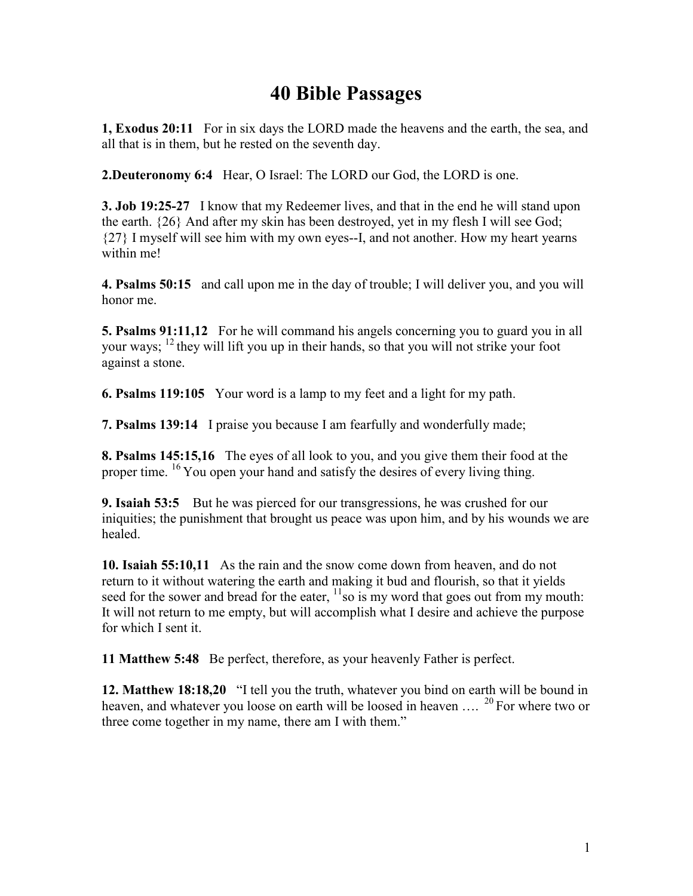# 40 Bible Passages

**1, Exodus 20:11** For in six days the LORD made the heavens and the earth, the sea, and all that is in them, but he rested on the seventh day.

**2.Deuteronomy 6:4** Hear, O Israel: The LORD our God, the LORD is one.

**3. Job 19:25-27** I know that my Redeemer lives, and that in the end he will stand upon the earth. {26} And after my skin has been destroyed, yet in my flesh I will see God; {27} I myself will see him with my own eyes--I, and not another. How my heart yearns within me!

**4. Psalms 50:15** and call upon me in the day of trouble; I will deliver you, and you will honor me.

**5. Psalms 91:11,12** For he will command his angels concerning you to guard you in all your ways; [12] they will lift you up in their hands, so that you will not strike your foot against a stone.

**6. Psalms 119:105** Your word is a lamp to my feet and a light for my path.

**7. Psalms 139:14** I praise you because I am fearfully and wonderfully made;

**8. Psalms 145:15,16** The eyes of all look to you, and you give them their food at the proper time. [16] You open your hand and satisfy the desires of every living thing.

**9. Isaiah 53:5** But he was pierced for our transgressions, he was crushed for our iniquities; the punishment that brought us peace was upon him, and by his wounds we are healed.

**10. Isaiah 55:10,11** As the rain and the snow come down from heaven, and do not return to it without watering the earth and making it bud and flourish, so that it yields seed for the sower and bread for the eater, [11]so is my word that goes out from my mouth: It will not return to me empty, but will accomplish what I desire and achieve the purpose for which I sent it.

**11 Matthew 5:48** Be perfect, therefore, as your heavenly Father is perfect.

**12. Matthew 18:18,20** "I tell you the truth, whatever you bind on earth will be bound in heaven, and whatever you loose on earth will be loosed in heaven …. [20] For where two or three come together in my name, there am I with them."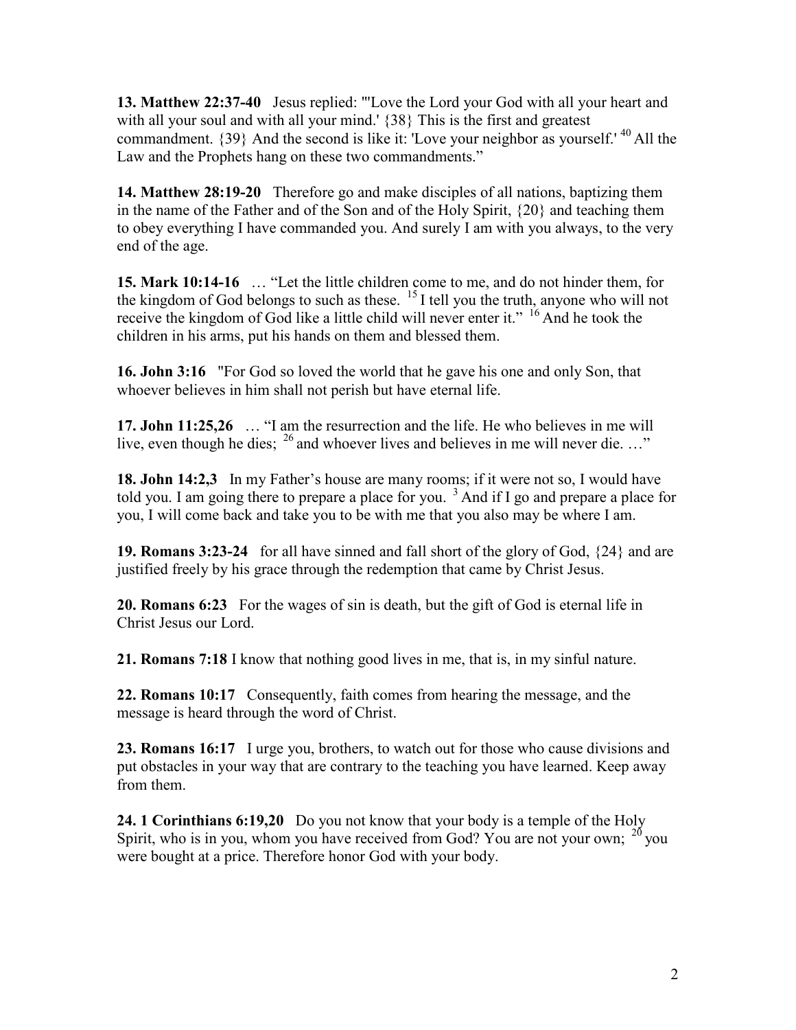**13. Matthew 22:37-40** Jesus replied: "'Love the Lord your God with all your heart and with all your soul and with all your mind.' {38} This is the first and greatest commandment. {39} And the second is like it: 'Love your neighbor as yourself.' [40] All the Law and the Prophets hang on these two commandments."

**14. Matthew 28:19-20** Therefore go and make disciples of all nations, baptizing them in the name of the Father and of the Son and of the Holy Spirit, {20} and teaching them to obey everything I have commanded you. And surely I am with you always, to the very end of the age.

**15. Mark 10:14-16** … "Let the little children come to me, and do not hinder them, for the kingdom of God belongs to such as these. [15] I tell you the truth, anyone who will not receive the kingdom of God like a little child will never enter it." [16] And he took the children in his arms, put his hands on them and blessed them.

**16. John 3:16** "For God so loved the world that he gave his one and only Son, that whoever believes in him shall not perish but have eternal life.

**17. John 11:25,26** … "I am the resurrection and the life. He who believes in me will live, even though he dies; [26] and whoever lives and believes in me will never die. …"

**18. John 14:2,3** In my Father's house are many rooms; if it were not so, I would have told you. I am going there to prepare a place for you. [3] And if I go and prepare a place for you, I will come back and take you to be with me that you also may be where I am.

**19. Romans 3:23-24** for all have sinned and fall short of the glory of God, {24} and are justified freely by his grace through the redemption that came by Christ Jesus.

**20. Romans 6:23** For the wages of sin is death, but the gift of God is eternal life in Christ Jesus our Lord.

**21. Romans 7:18** I know that nothing good lives in me, that is, in my sinful nature.

**22. Romans 10:17** Consequently, faith comes from hearing the message, and the message is heard through the word of Christ.

**23. Romans 16:17** I urge you, brothers, to watch out for those who cause divisions and put obstacles in your way that are contrary to the teaching you have learned. Keep away from them.

**24. 1 Corinthians 6:19,20** Do you not know that your body is a temple of the Holy Spirit, who is in you, whom you have received from God? You are not your own; [20] you were bought at a price. Therefore honor God with your body.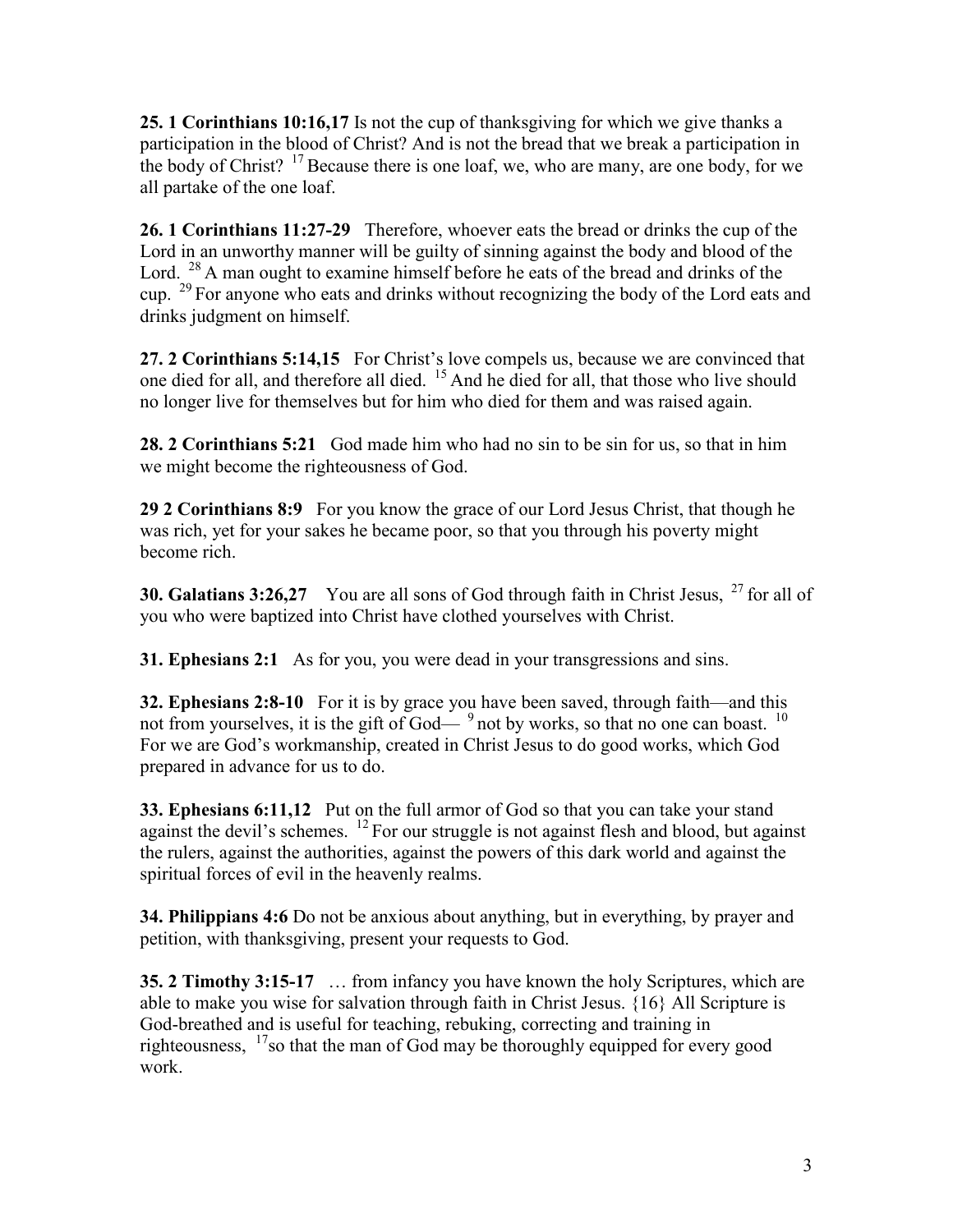**25. 1 Corinthians 10:16,17** Is not the cup of thanksgiving for which we give thanks a participation in the blood of Christ? And is not the bread that we break a participation in the body of Christ? [17] Because there is one loaf, we, who are many, are one body, for we all partake of the one loaf.

**26. 1 Corinthians 11:27-29** Therefore, whoever eats the bread or drinks the cup of the Lord in an unworthy manner will be guilty of sinning against the body and blood of the Lord. [28] A man ought to examine himself before he eats of the bread and drinks of the cup. [29] For anyone who eats and drinks without recognizing the body of the Lord eats and drinks judgment on himself.

**27. 2 Corinthians 5:14,15** For Christ's love compels us, because we are convinced that one died for all, and therefore all died. [15] And he died for all, that those who live should no longer live for themselves but for him who died for them and was raised again.

**28. 2 Corinthians 5:21** God made him who had no sin to be sin for us, so that in him we might become the righteousness of God.

**29 2 Corinthians 8:9** For you know the grace of our Lord Jesus Christ, that though he was rich, yet for your sakes he became poor, so that you through his poverty might become rich.

**30. Galatians 3:26,27** You are all sons of God through faith in Christ Jesus, [27] for all of you who were baptized into Christ have clothed yourselves with Christ.

**31. Ephesians 2:1** As for you, you were dead in your transgressions and sins.

**32. Ephesians 2:8-10** For it is by grace you have been saved, through faith—and this not from yourselves, it is the gift of God— [9] not by works, so that no one can boast. [10] For we are God's workmanship, created in Christ Jesus to do good works, which God prepared in advance for us to do.

**33. Ephesians 6:11,12** Put on the full armor of God so that you can take your stand against the devil's schemes. [12] For our struggle is not against flesh and blood, but against the rulers, against the authorities, against the powers of this dark world and against the spiritual forces of evil in the heavenly realms.

**34. Philippians 4:6** Do not be anxious about anything, but in everything, by prayer and petition, with thanksgiving, present your requests to God.

**35. 2 Timothy 3:15-17** … from infancy you have known the holy Scriptures, which are able to make you wise for salvation through faith in Christ Jesus. {16} All Scripture is God-breathed and is useful for teaching, rebuking, correcting and training in righteousness, [17]so that the man of God may be thoroughly equipped for every good work.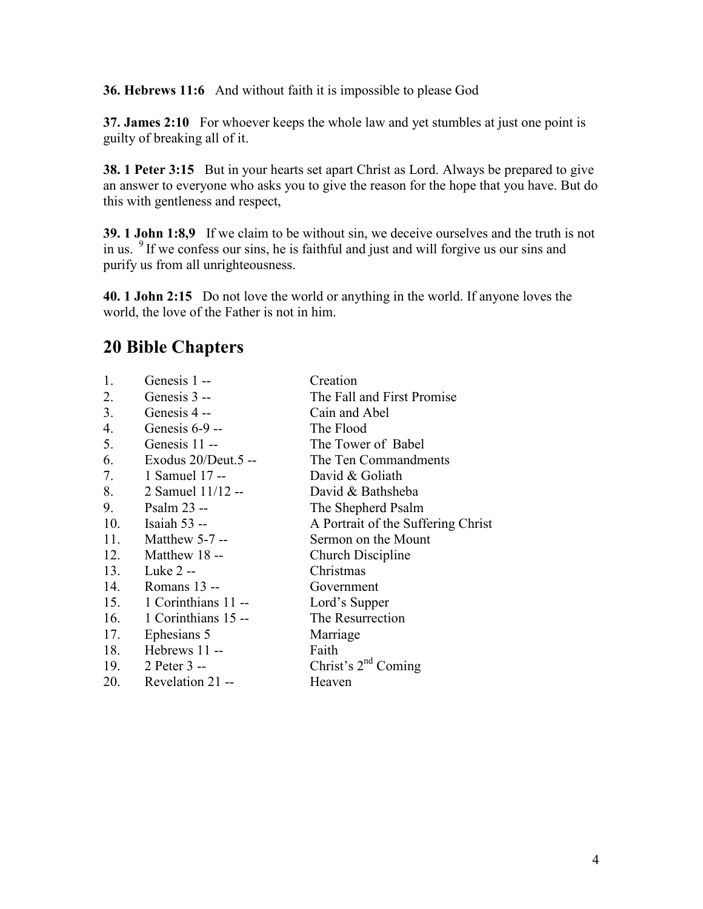**36. Hebrews 11:6** And without faith it is impossible to please God

**37. James 2:10** For whoever keeps the whole law and yet stumbles at just one point is guilty of breaking all of it.

**38. 1 Peter 3:15** But in your hearts set apart Christ as Lord. Always be prepared to give an answer to everyone who asks you to give the reason for the hope that you have. But do this with gentleness and respect,

**39. 1 John 1:8,9** If we claim to be without sin, we deceive ourselves and the truth is not in us. [9] If we confess our sins, he is faithful and just and will forgive us our sins and purify us from all unrighteousness.

**40. 1 John 2:15** Do not love the world or anything in the world. If anyone loves the world, the love of the Father is not in him.

## 20 Bible Chapters

| | | |
|---|---|---|
| 1. | Genesis 1 -- | Creation |
| 2. | Genesis 3 -- | The Fall and First Promise |
| 3. | Genesis 4 -- | Cain and Abel |
| 4. | Genesis 6-9 -- | The Flood |
| 5. | Genesis 11 -- | The Tower of Babel |
| 6. | Exodus 20/Deut.5 -- | The Ten Commandments |
| 7. | 1 Samuel 17 -- | David & Goliath |
| 8. | 2 Samuel 11/12 -- | David & Bathsheba |
| 9. | Psalm 23 -- | The Shepherd Psalm |
| 10. | Isaiah 53 -- | A Portrait of the Suffering Christ |
| 11. | Matthew 5-7 -- | Sermon on the Mount |
| 12. | Matthew 18 -- | Church Discipline |
| 13. | Luke 2 -- | Christmas |
| 14. | Romans 13 -- | Government |
| 15. | 1 Corinthians 11 -- | Lord's Supper |
| 16. | 1 Corinthians 15 -- | The Resurrection |
| 17. | Ephesians 5 | Marriage |
| 18. | Hebrews 11 -- | Faith |
| 19. | 2 Peter 3 -- | Christ's 2nd Coming |
| 20. | Revelation 21 -- | Heaven |